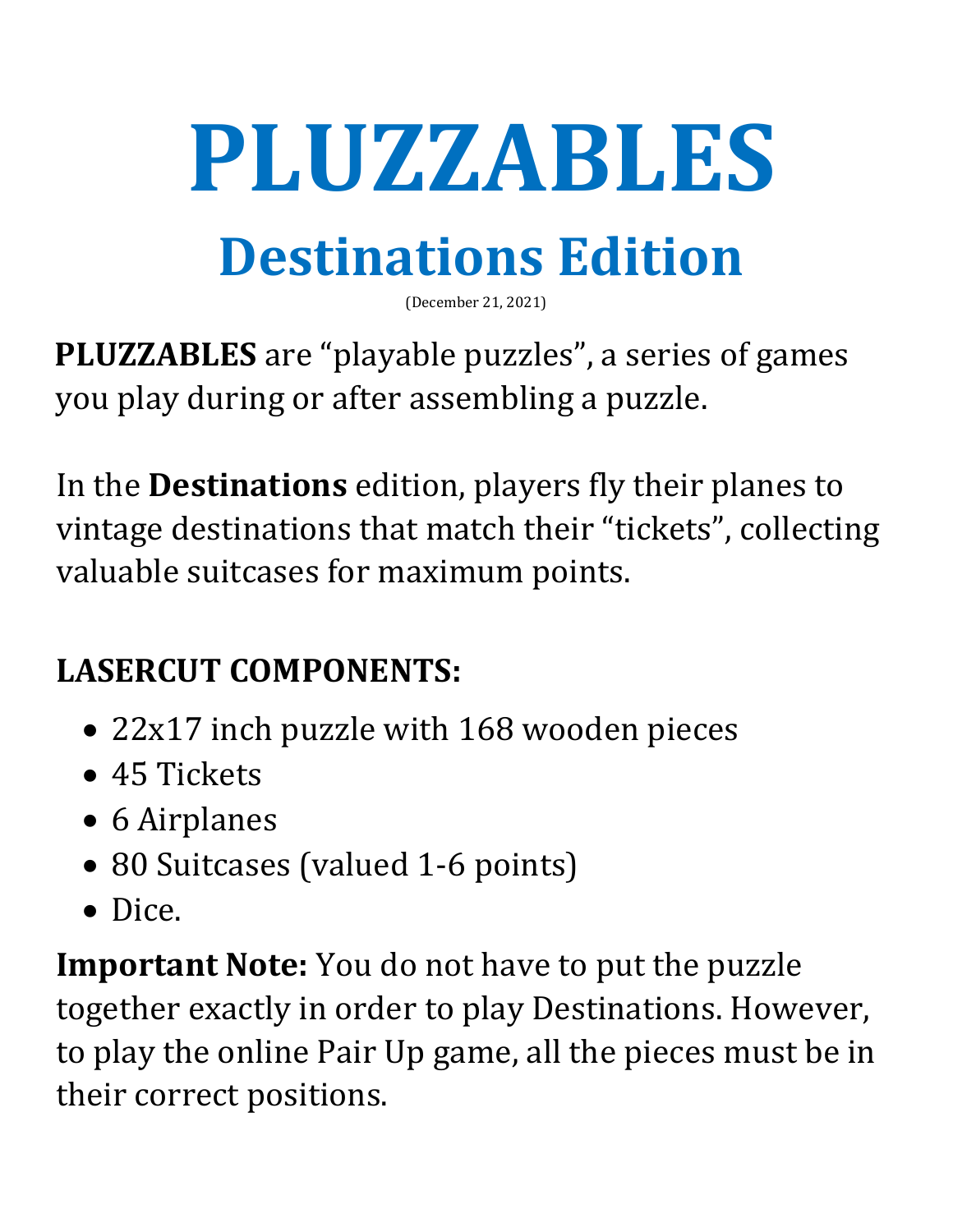# PLUZZABLES

## Destinations Edition

(December 21, 2021)

**PLUZZABLES** are “playable puzzles”, a series of games you play during or after assembling a puzzle.

In the **Destinations** edition, players fly their planes to vintage destinations that match their “tickets”, collecting valuable suitcases for maximum points.

### LASERCUT COMPONENTS:

- 22x17 inch puzzle with 168 wooden pieces
- 45 Tickets
- 6 Airplanes
- 80 Suitcases (valued 1-6 points)
- Dice.

**Important Note:** You do not have to put the puzzle together exactly in order to play Destinations. However, to play the online Pair Up game, all the pieces must be in their correct positions.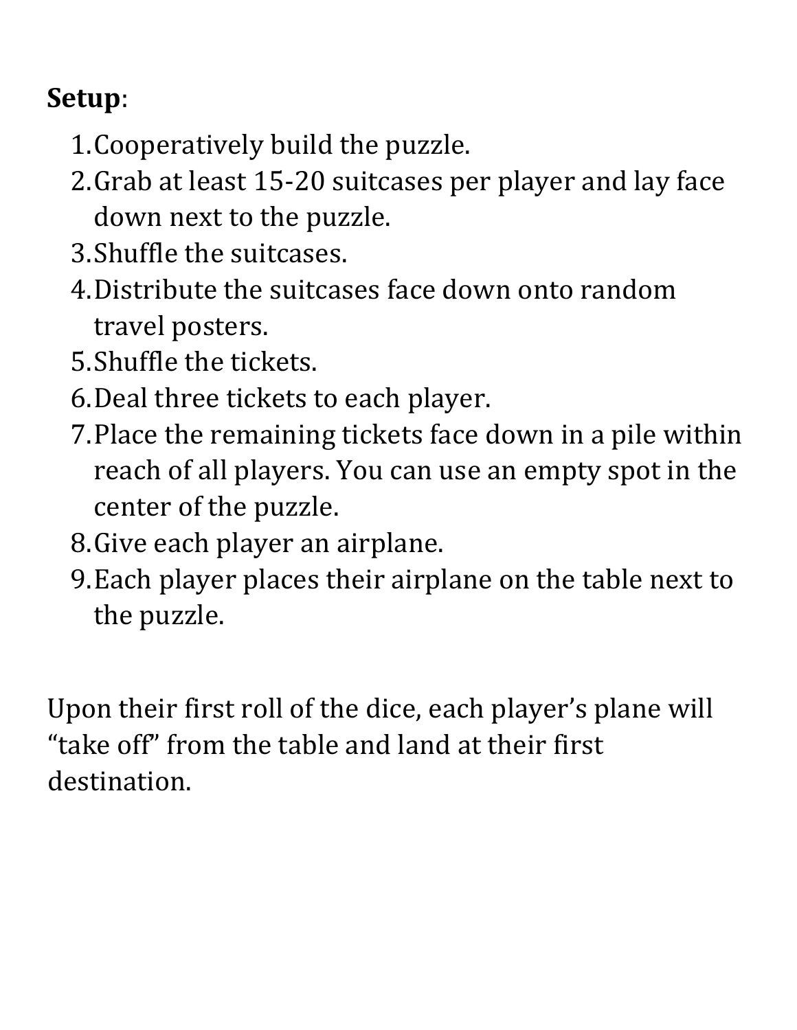**Setup**:

1. Cooperatively build the puzzle.
2. Grab at least 15-20 suitcases per player and lay face down next to the puzzle.
3. Shuffle the suitcases.
4. Distribute the suitcases face down onto random travel posters.
5. Shuffle the tickets.
6. Deal three tickets to each player.
7. Place the remaining tickets face down in a pile within reach of all players. You can use an empty spot in the center of the puzzle.
8. Give each player an airplane.
9. Each player places their airplane on the table next to the puzzle.

Upon their first roll of the dice, each player's plane will "take off" from the table and land at their first destination.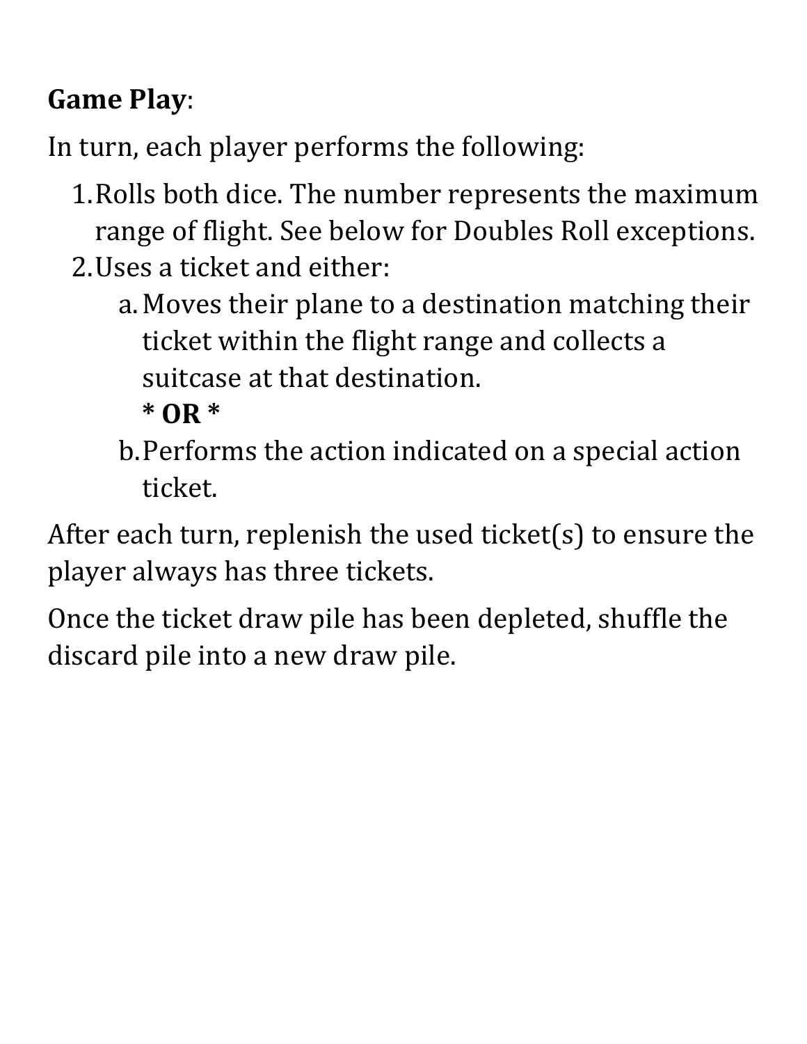**Game Play**:

In turn, each player performs the following:

1. Rolls both dice. The number represents the maximum range of flight. See below for Doubles Roll exceptions.
2. Uses a ticket and either:
    a. Moves their plane to a destination matching their ticket within the flight range and collects a suitcase at that destination.
    **\* OR \***
    b. Performs the action indicated on a special action ticket.

After each turn, replenish the used ticket(s) to ensure the player always has three tickets.

Once the ticket draw pile has been depleted, shuffle the discard pile into a new draw pile.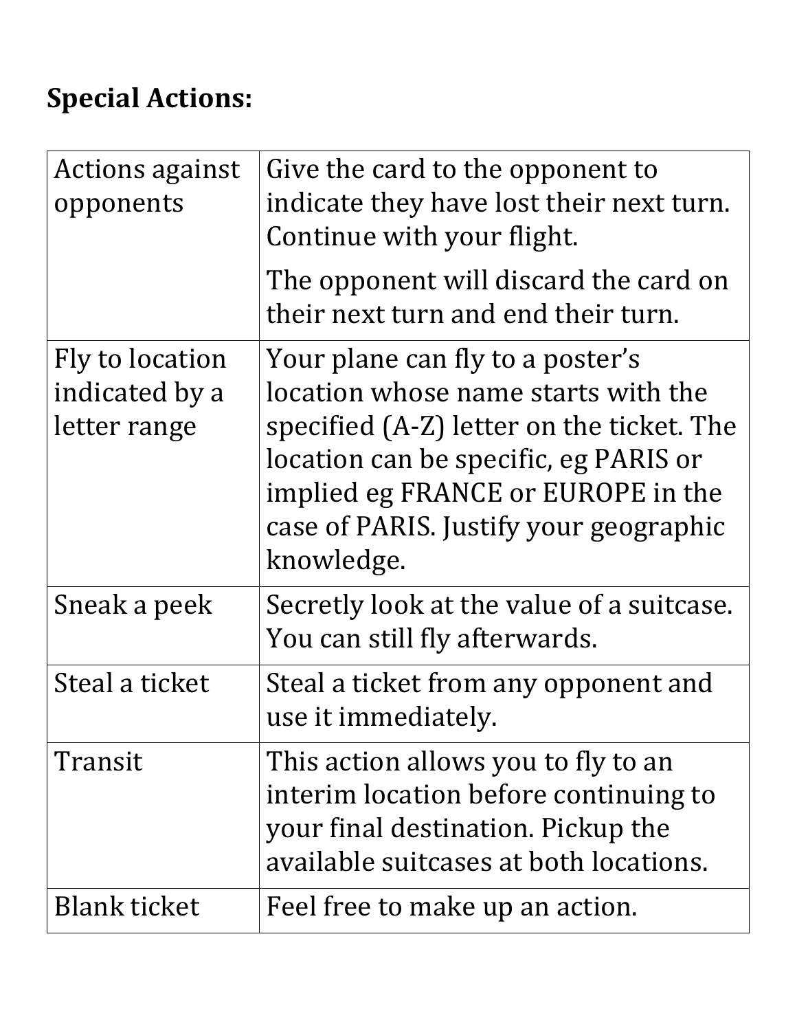**Special Actions:**

| | |
|---|---|
| Actions against opponents | Give the card to the opponent to indicate they have lost their next turn. Continue with your flight.<br><br>The opponent will discard the card on their next turn and end their turn. |
| Fly to location indicated by a letter range | Your plane can fly to a poster's location whose name starts with the specified (A-Z) letter on the ticket. The location can be specific, eg PARIS or implied eg FRANCE or EUROPE in the case of PARIS. Justify your geographic knowledge. |
| Sneak a peek | Secretly look at the value of a suitcase. You can still fly afterwards. |
| Steal a ticket | Steal a ticket from any opponent and use it immediately. |
| Transit | This action allows you to fly to an interim location before continuing to your final destination. Pickup the available suitcases at both locations. |
| Blank ticket | Feel free to make up an action. |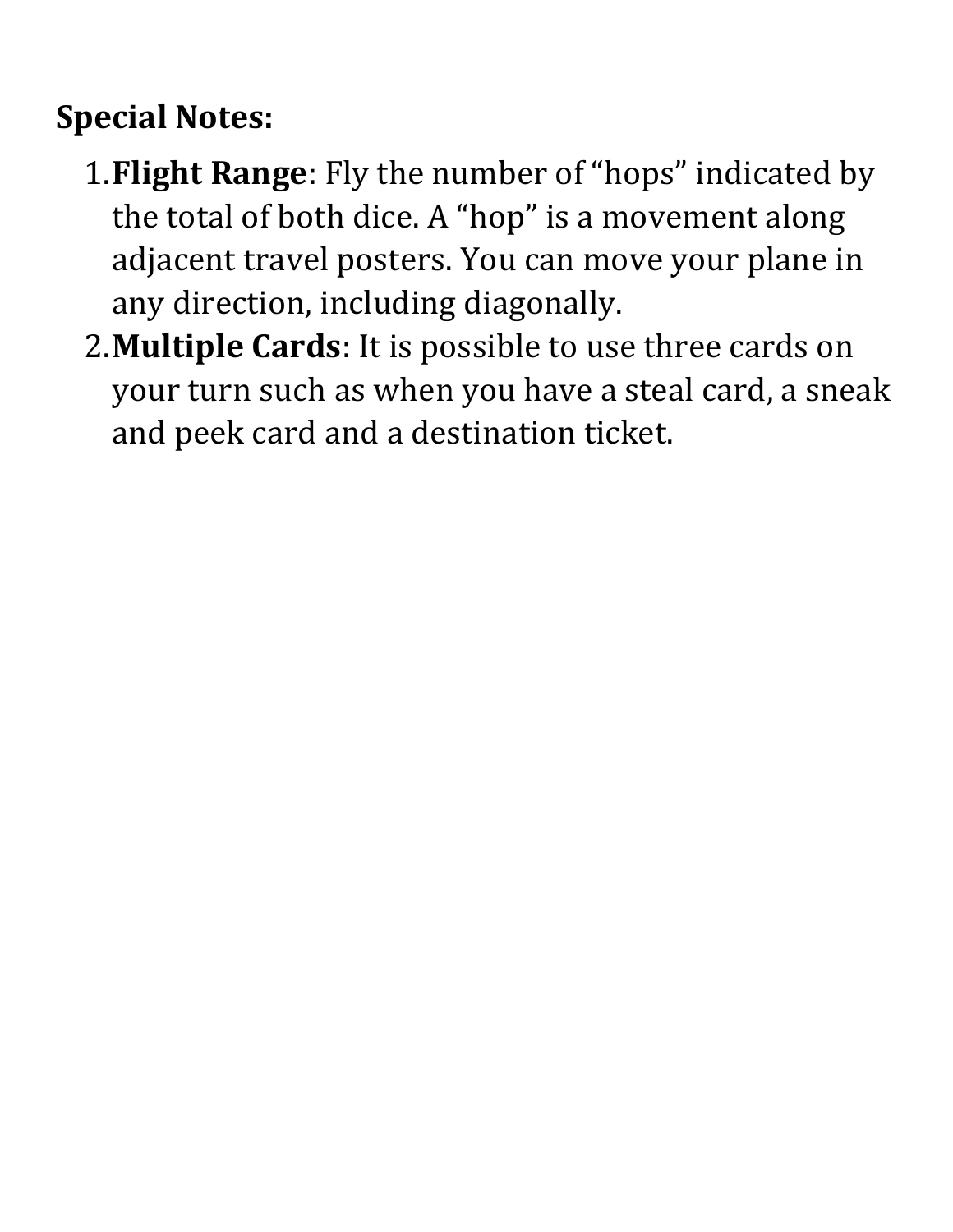**Special Notes:**

1. **Flight Range**: Fly the number of "hops" indicated by the total of both dice. A "hop" is a movement along adjacent travel posters. You can move your plane in any direction, including diagonally.
2. **Multiple Cards**: It is possible to use three cards on your turn such as when you have a steal card, a sneak and peek card and a destination ticket.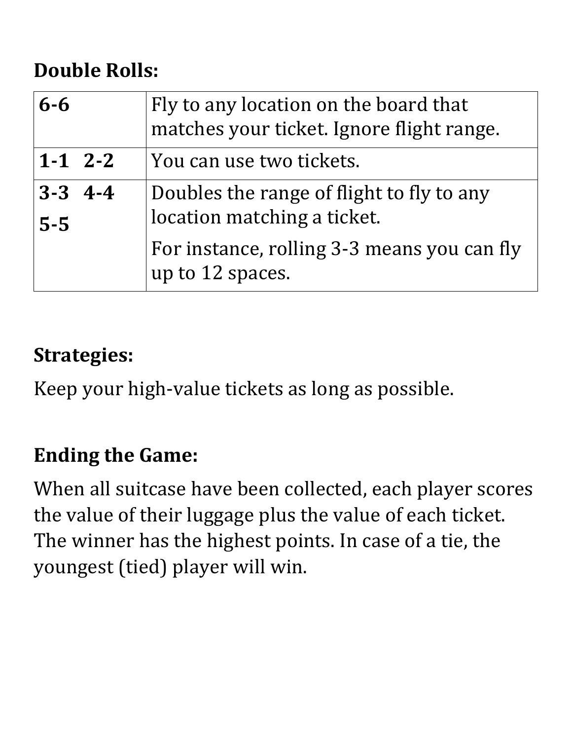**Double Rolls:**

| | |
|---|---|
| **6-6** | Fly to any location on the board that matches your ticket. Ignore flight range. |
| **1-1 2-2** | You can use two tickets. |
| **3-3 4-4 5-5** | Doubles the range of flight to fly to any location matching a ticket. For instance, rolling 3-3 means you can fly up to 12 spaces. |

**Strategies:**

Keep your high-value tickets as long as possible.

**Ending the Game:**

When all suitcase have been collected, each player scores the value of their luggage plus the value of each ticket. The winner has the highest points. In case of a tie, the youngest (tied) player will win.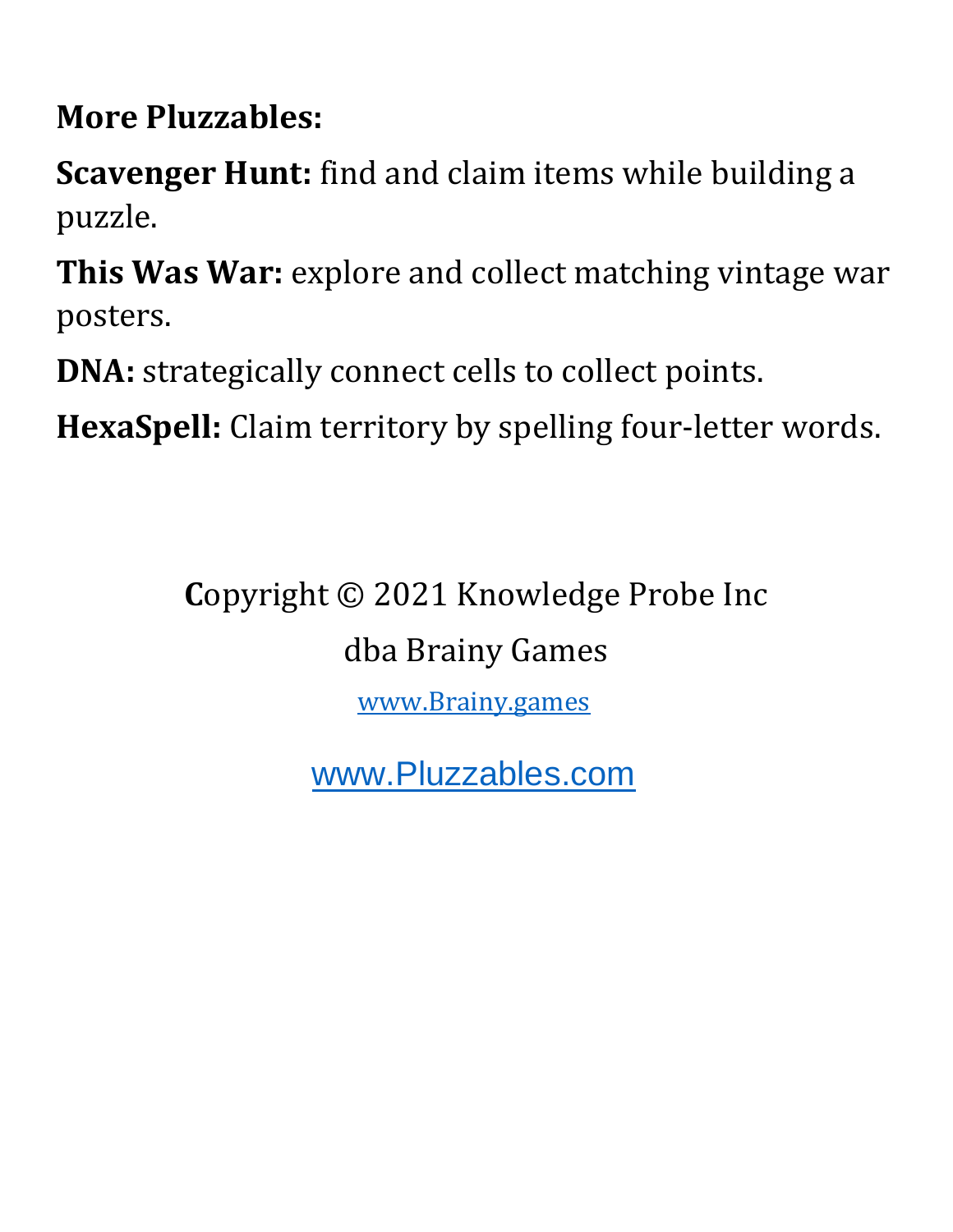**More Pluzzables:**

**Scavenger Hunt:** find and claim items while building a puzzle.

**This Was War:** explore and collect matching vintage war posters.

**DNA:** strategically connect cells to collect points.

**HexaSpell:** Claim territory by spelling four-letter words.

Copyright © 2021 Knowledge Probe Inc

dba Brainy Games

www.Brainy.games

www.Pluzzables.com